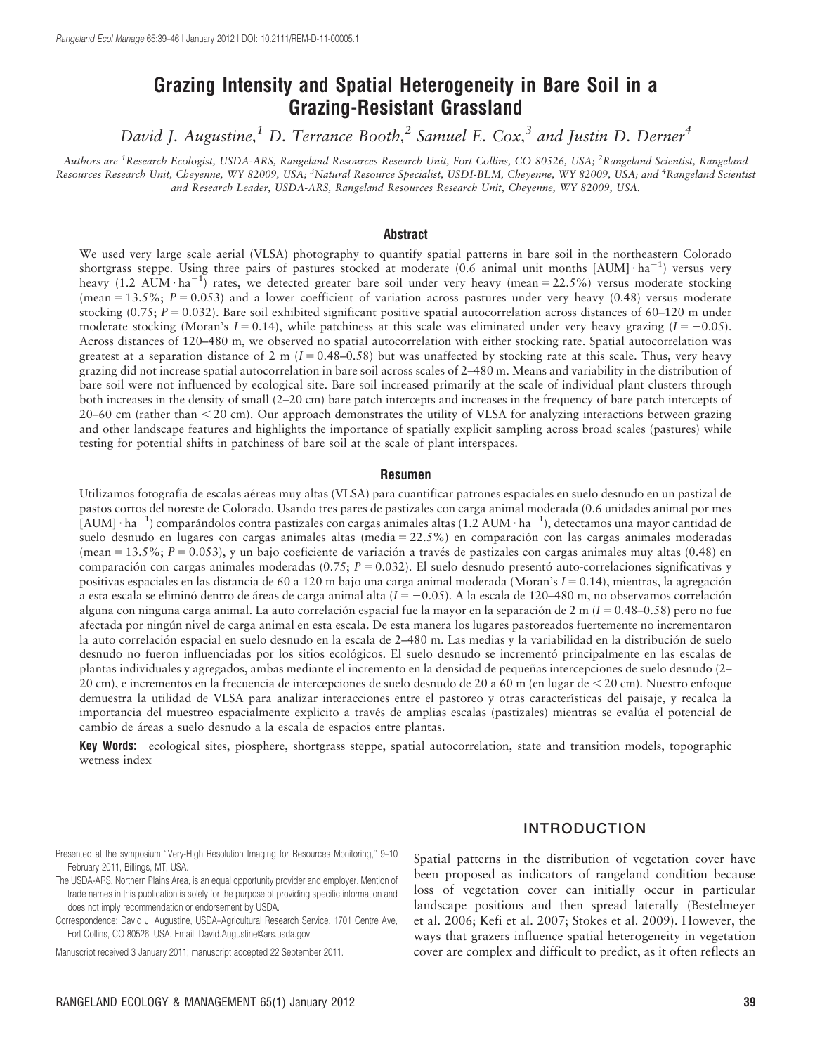# Grazing Intensity and Spatial Heterogeneity in Bare Soil in a Grazing-Resistant Grassland

*David J. Augustine,[1] D. Terrance Booth,[2] Samuel E. Cox,[3] and Justin D. Derner[4]*

*Authors are [1]Research Ecologist, USDA-ARS, Rangeland Resources Research Unit, Fort Collins, CO 80526, USA; [2]Rangeland Scientist, Rangeland Resources Research Unit, Cheyenne, WY 82009, USA; [3]Natural Resource Specialist, USDI-BLM, Cheyenne, WY 82009, USA; and [4]Rangeland Scientist and Research Leader, USDA-ARS, Rangeland Resources Research Unit, Cheyenne, WY 82009, USA.*

## Abstract

We used very large scale aerial (VLSA) photography to quantify spatial patterns in bare soil in the northeastern Colorado shortgrass steppe. Using three pairs of pastures stocked at moderate (0.6 animal unit months [AUM] $\cdot$ ha$^{-1}$) versus very heavy (1.2 AUM $\cdot$ ha$^{-1}$) rates, we detected greater bare soil under very heavy (mean = 22.5%) versus moderate stocking (mean = 13.5%; $P = 0.053$) and a lower coefficient of variation across pastures under very heavy (0.48) versus moderate stocking (0.75; $P = 0.032$). Bare soil exhibited significant positive spatial autocorrelation across distances of 60–120 m under moderate stocking (Moran's $I = 0.14$), while patchiness at this scale was eliminated under very heavy grazing ($I = -0.05$). Across distances of 120–480 m, we observed no spatial autocorrelation with either stocking rate. Spatial autocorrelation was greatest at a separation distance of 2 m ($I = 0.48$–$0.58$) but was unaffected by stocking rate at this scale. Thus, very heavy grazing did not increase spatial autocorrelation in bare soil across scales of 2–480 m. Means and variability in the distribution of bare soil were not influenced by ecological site. Bare soil increased primarily at the scale of individual plant clusters through both increases in the density of small (2–20 cm) bare patch intercepts and increases in the frequency of bare patch intercepts of 20–60 cm (rather than < 20 cm). Our approach demonstrates the utility of VLSA for analyzing interactions between grazing and other landscape features and highlights the importance of spatially explicit sampling across broad scales (pastures) while testing for potential shifts in patchiness of bare soil at the scale of plant interspaces.

## Resumen

Utilizamos fotografía de escalas aéreas muy altas (VLSA) para cuantificar patrones espaciales en suelo desnudo en un pastizal de pastos cortos del noreste de Colorado. Usando tres pares de pastizales con carga animal moderada (0.6 unidades animal por mes [AUM] $\cdot$ ha$^{-1}$) comparándolos contra pastizales con cargas animales altas (1.2 AUM $\cdot$ ha$^{-1}$), detectamos una mayor cantidad de suelo desnudo en lugares con cargas animales altas (media = 22.5%) en comparación con las cargas animales moderadas (mean = 13.5%; $P = 0.053$), y un bajo coeficiente de variación a través de pastizales con cargas animales muy altas (0.48) en comparación con cargas animales moderadas (0.75; $P = 0.032$). El suelo desnudo presentó auto-correlaciones significativas y positivas espaciales en las distancia de 60 a 120 m bajo una carga animal moderada (Moran's $I = 0.14$), mientras, la agregación a esta escala se eliminó dentro de áreas de carga animal alta ($I = -0.05$). A la escala de 120–480 m, no observamos correlación alguna con ninguna carga animal. La auto correlación espacial fue la mayor en la separación de 2 m ($I = 0.48$–$0.58$) pero no fue afectada por ningún nivel de carga animal en esta escala. De esta manera los lugares pastoreados fuertemente no incrementaron la auto correlación espacial en suelo desnudo en la escala de 2–480 m. Las medias y la variabilidad en la distribución de suelo desnudo no fueron influenciadas por los sitios ecológicos. El suelo desnudo se incrementó principalmente en las escalas de plantas individuales y agregados, ambas mediante el incremento en la densidad de pequeñas intercepciones de suelo desnudo (2–20 cm), e incrementos en la frecuencia de intercepciones de suelo desnudo de 20 a 60 m (en lugar de < 20 cm). Nuestro enfoque demuestra la utilidad de VLSA para analizar interacciones entre el pastoreo y otras características del paisaje, y recalca la importancia del muestreo espacialmente explicito a través de amplias escalas (pastizales) mientras se evalúa el potencial de cambio de áreas a suelo desnudo a la escala de espacios entre plantas.

**Key Words:** ecological sites, piosphere, shortgrass steppe, spatial autocorrelation, state and transition models, topographic wetness index

Presented at the symposium "Very-High Resolution Imaging for Resources Monitoring," 9–10 February 2011, Billings, MT, USA.

The USDA-ARS, Northern Plains Area, is an equal opportunity provider and employer. Mention of trade names in this publication is solely for the purpose of providing specific information and does not imply recommendation or endorsement by USDA.

Correspondence: David J. Augustine, USDA–Agricultural Research Service, 1701 Centre Ave, Fort Collins, CO 80526, USA. Email: David.Augustine@ars.usda.gov

Manuscript received 3 January 2011; manuscript accepted 22 September 2011.

## INTRODUCTION

Spatial patterns in the distribution of vegetation cover have been proposed as indicators of rangeland condition because loss of vegetation cover can initially occur in particular landscape positions and then spread laterally (Bestelmeyer et al. 2006; Kefi et al. 2007; Stokes et al. 2009). However, the ways that grazers influence spatial heterogeneity in vegetation cover are complex and difficult to predict, as it often reflects an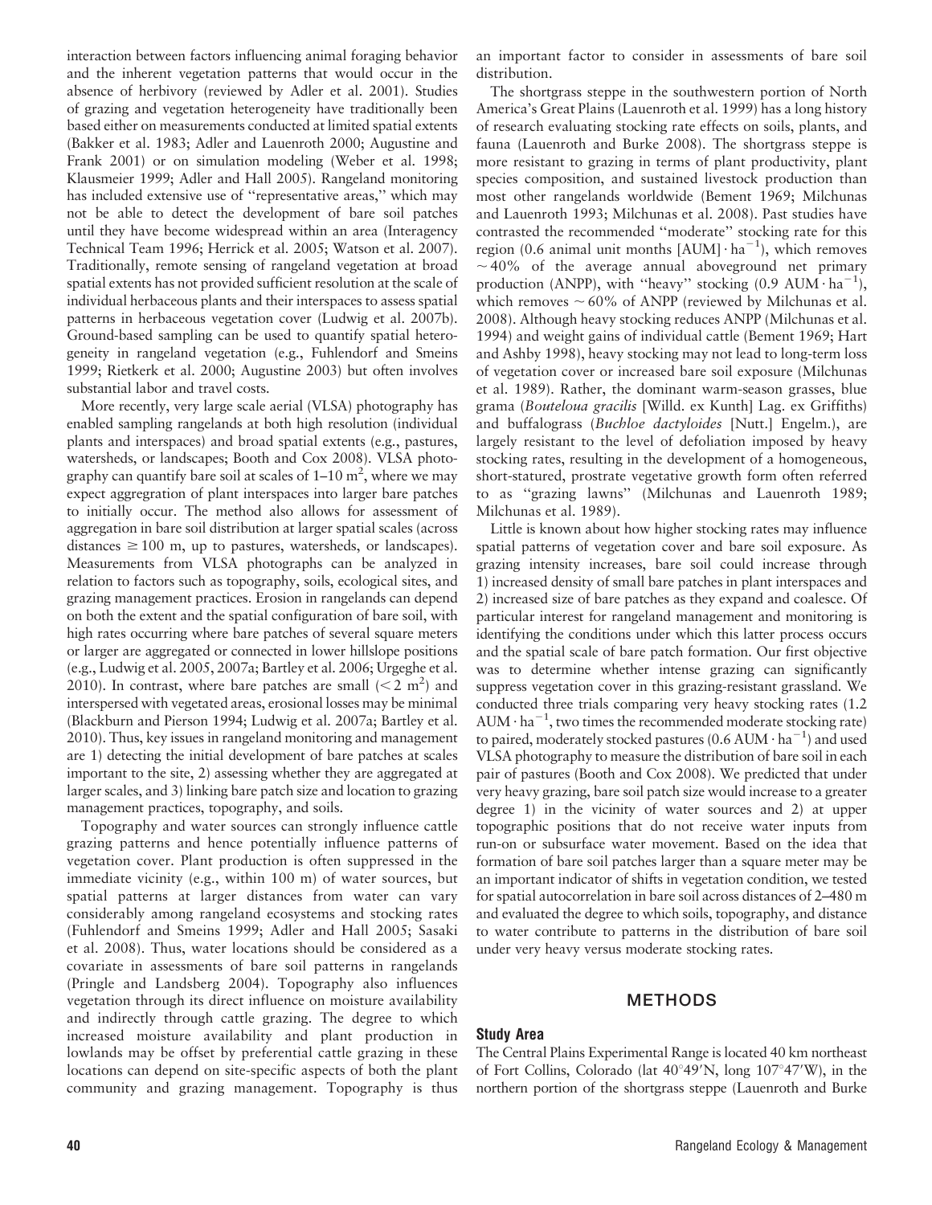interaction between factors influencing animal foraging behavior and the inherent vegetation patterns that would occur in the absence of herbivory (reviewed by Adler et al. 2001). Studies of grazing and vegetation heterogeneity have traditionally been based either on measurements conducted at limited spatial extents (Bakker et al. 1983; Adler and Lauenroth 2000; Augustine and Frank 2001) or on simulation modeling (Weber et al. 1998; Klausmeier 1999; Adler and Hall 2005). Rangeland monitoring has included extensive use of "representative areas," which may not be able to detect the development of bare soil patches until they have become widespread within an area (Interagency Technical Team 1996; Herrick et al. 2005; Watson et al. 2007). Traditionally, remote sensing of rangeland vegetation at broad spatial extents has not provided sufficient resolution at the scale of individual herbaceous plants and their interspaces to assess spatial patterns in herbaceous vegetation cover (Ludwig et al. 2007b). Ground-based sampling can be used to quantify spatial heterogeneity in rangeland vegetation (e.g., Fuhlendorf and Smeins 1999; Rietkerk et al. 2000; Augustine 2003) but often involves substantial labor and travel costs.

More recently, very large scale aerial (VLSA) photography has enabled sampling rangelands at both high resolution (individual plants and interspaces) and broad spatial extents (e.g., pastures, watersheds, or landscapes; Booth and Cox 2008). VLSA photography can quantify bare soil at scales of 1–10 $m^2$, where we may expect aggregration of plant interspaces into larger bare patches to initially occur. The method also allows for assessment of aggregation in bare soil distribution at larger spatial scales (across distances $\geq 100$ m, up to pastures, watersheds, or landscapes). Measurements from VLSA photographs can be analyzed in relation to factors such as topography, soils, ecological sites, and grazing management practices. Erosion in rangelands can depend on both the extent and the spatial configuration of bare soil, with high rates occurring where bare patches of several square meters or larger are aggregated or connected in lower hillslope positions (e.g., Ludwig et al. 2005, 2007a; Bartley et al. 2006; Urgeghe et al. 2010). In contrast, where bare patches are small ($< 2$ $m^2$) and interspersed with vegetated areas, erosional losses may be minimal (Blackburn and Pierson 1994; Ludwig et al. 2007a; Bartley et al. 2010). Thus, key issues in rangeland monitoring and management are 1) detecting the initial development of bare patches at scales important to the site, 2) assessing whether they are aggregated at larger scales, and 3) linking bare patch size and location to grazing management practices, topography, and soils.

Topography and water sources can strongly influence cattle grazing patterns and hence potentially influence patterns of vegetation cover. Plant production is often suppressed in the immediate vicinity (e.g., within 100 m) of water sources, but spatial patterns at larger distances from water can vary considerably among rangeland ecosystems and stocking rates (Fuhlendorf and Smeins 1999; Adler and Hall 2005; Sasaki et al. 2008). Thus, water locations should be considered as a covariate in assessments of bare soil patterns in rangelands (Pringle and Landsberg 2004). Topography also influences vegetation through its direct influence on moisture availability and indirectly through cattle grazing. The degree to which increased moisture availability and plant production in lowlands may be offset by preferential cattle grazing in these locations can depend on site-specific aspects of both the plant community and grazing management. Topography is thus an important factor to consider in assessments of bare soil distribution.

The shortgrass steppe in the southwestern portion of North America's Great Plains (Lauenroth et al. 1999) has a long history of research evaluating stocking rate effects on soils, plants, and fauna (Lauenroth and Burke 2008). The shortgrass steppe is more resistant to grazing in terms of plant productivity, plant species composition, and sustained livestock production than most other rangelands worldwide (Bement 1969; Milchunas and Lauenroth 1993; Milchunas et al. 2008). Past studies have contrasted the recommended "moderate" stocking rate for this region (0.6 animal unit months [AUM] $\cdot$ $ha^{-1}$), which removes $\sim 40\%$ of the average annual aboveground net primary production (ANPP), with "heavy" stocking (0.9 AUM $\cdot$ $ha^{-1}$), which removes $\sim 60\%$ of ANPP (reviewed by Milchunas et al. 2008). Although heavy stocking reduces ANPP (Milchunas et al. 1994) and weight gains of individual cattle (Bement 1969; Hart and Ashby 1998), heavy stocking may not lead to long-term loss of vegetation cover or increased bare soil exposure (Milchunas et al. 1989). Rather, the dominant warm-season grasses, blue grama (*Bouteloua gracilis* [Willd. ex Kunth] Lag. ex Griffiths) and buffalograss (*Buchloe dactyloides* [Nutt.] Engelm.), are largely resistant to the level of defoliation imposed by heavy stocking rates, resulting in the development of a homogeneous, short-statured, prostrate vegetative growth form often referred to as "grazing lawns" (Milchunas and Lauenroth 1989; Milchunas et al. 1989).

Little is known about how higher stocking rates may influence spatial patterns of vegetation cover and bare soil exposure. As grazing intensity increases, bare soil could increase through 1) increased density of small bare patches in plant interspaces and 2) increased size of bare patches as they expand and coalesce. Of particular interest for rangeland management and monitoring is identifying the conditions under which this latter process occurs and the spatial scale of bare patch formation. Our first objective was to determine whether intense grazing can significantly suppress vegetation cover in this grazing-resistant grassland. We conducted three trials comparing very heavy stocking rates (1.2 AUM $\cdot$ $ha^{-1}$, two times the recommended moderate stocking rate) to paired, moderately stocked pastures (0.6 AUM $\cdot$ $ha^{-1}$) and used VLSA photography to measure the distribution of bare soil in each pair of pastures (Booth and Cox 2008). We predicted that under very heavy grazing, bare soil patch size would increase to a greater degree 1) in the vicinity of water sources and 2) at upper topographic positions that do not receive water inputs from run-on or subsurface water movement. Based on the idea that formation of bare soil patches larger than a square meter may be an important indicator of shifts in vegetation condition, we tested for spatial autocorrelation in bare soil across distances of 2–480 m and evaluated the degree to which soils, topography, and distance to water contribute to patterns in the distribution of bare soil under very heavy versus moderate stocking rates.

## METHODS

### Study Area

The Central Plains Experimental Range is located 40 km northeast of Fort Collins, Colorado (lat 40°49′N, long 107°47′W), in the northern portion of the shortgrass steppe (Lauenroth and Burke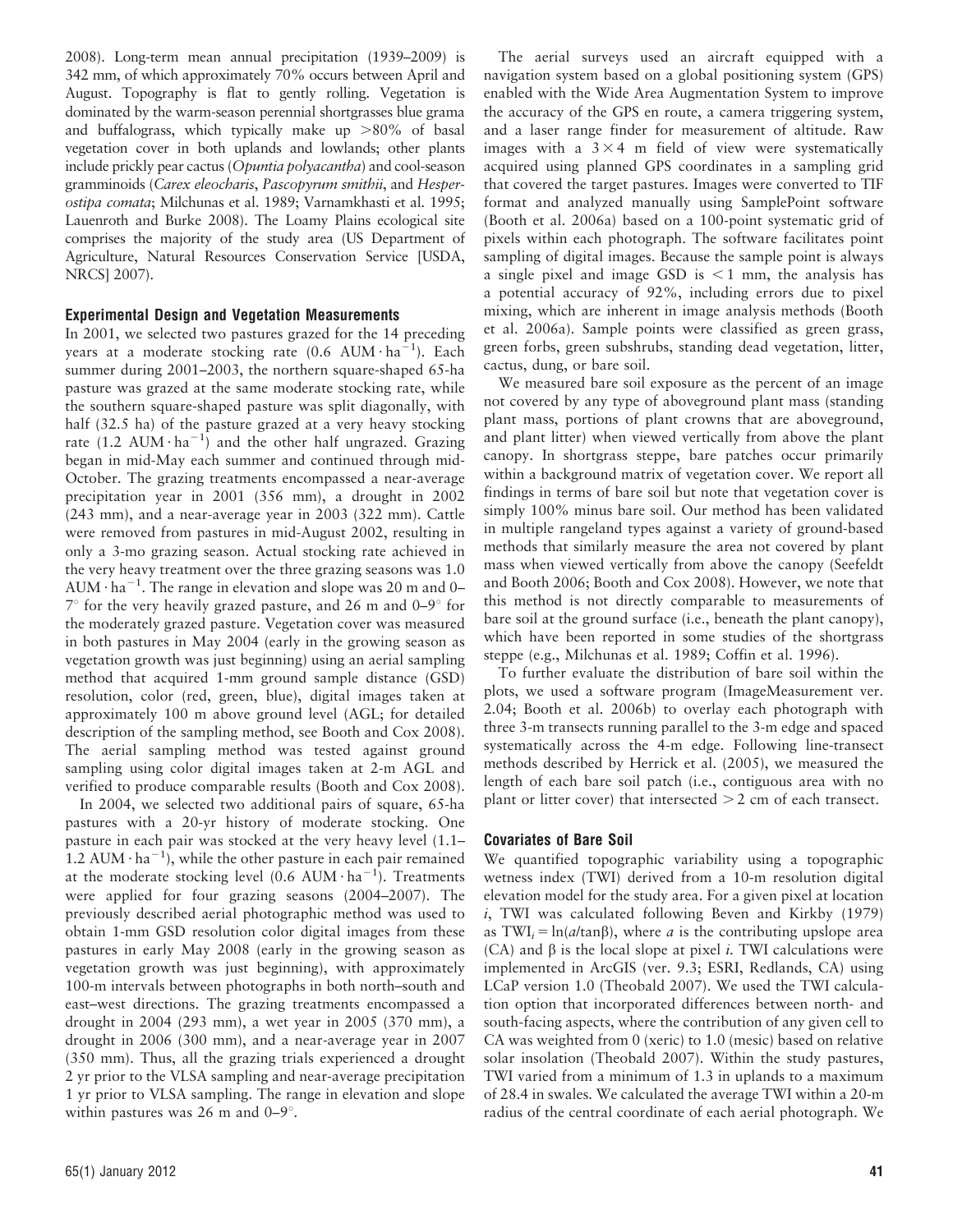2008). Long-term mean annual precipitation (1939–2009) is 342 mm, of which approximately 70% occurs between April and August. Topography is flat to gently rolling. Vegetation is dominated by the warm-season perennial shortgrasses blue grama and buffalograss, which typically make up >80% of basal vegetation cover in both uplands and lowlands; other plants include prickly pear cactus (*Opuntia polyacantha*) and cool-season gramminoids (*Carex eleocharis*, *Pascopyrum smithii*, and *Hesperostipa comata*; Milchunas et al. 1989; Varnamkhasti et al. 1995; Lauenroth and Burke 2008). The Loamy Plains ecological site comprises the majority of the study area (US Department of Agriculture, Natural Resources Conservation Service [USDA, NRCS] 2007).

### Experimental Design and Vegetation Measurements

In 2001, we selected two pastures grazed for the 14 preceding years at a moderate stocking rate (0.6 $AUM \cdot ha^{-1}$). Each summer during 2001–2003, the northern square-shaped 65-ha pasture was grazed at the same moderate stocking rate, while the southern square-shaped pasture was split diagonally, with half (32.5 ha) of the pasture grazed at a very heavy stocking rate (1.2 $AUM \cdot ha^{-1}$) and the other half ungrazed. Grazing began in mid-May each summer and continued through mid-October. The grazing treatments encompassed a near-average precipitation year in 2001 (356 mm), a drought in 2002 (243 mm), and a near-average year in 2003 (322 mm). Cattle were removed from pastures in mid-August 2002, resulting in only a 3-mo grazing season. Actual stocking rate achieved in the very heavy treatment over the three grazing seasons was 1.0 $AUM \cdot ha^{-1}$. The range in elevation and slope was 20 m and 0–7° for the very heavily grazed pasture, and 26 m and 0–9° for the moderately grazed pasture. Vegetation cover was measured in both pastures in May 2004 (early in the growing season as vegetation growth was just beginning) using an aerial sampling method that acquired 1-mm ground sample distance (GSD) resolution, color (red, green, blue), digital images taken at approximately 100 m above ground level (AGL; for detailed description of the sampling method, see Booth and Cox 2008). The aerial sampling method was tested against ground sampling using color digital images taken at 2-m AGL and verified to produce comparable results (Booth and Cox 2008).

In 2004, we selected two additional pairs of square, 65-ha pastures with a 20-yr history of moderate stocking. One pasture in each pair was stocked at the very heavy level (1.1–1.2 $AUM \cdot ha^{-1}$), while the other pasture in each pair remained at the moderate stocking level (0.6 $AUM \cdot ha^{-1}$). Treatments were applied for four grazing seasons (2004–2007). The previously described aerial photographic method was used to obtain 1-mm GSD resolution color digital images from these pastures in early May 2008 (early in the growing season as vegetation growth was just beginning), with approximately 100-m intervals between photographs in both north–south and east–west directions. The grazing treatments encompassed a drought in 2004 (293 mm), a wet year in 2005 (370 mm), a drought in 2006 (300 mm), and a near-average year in 2007 (350 mm). Thus, all the grazing trials experienced a drought 2 yr prior to the VLSA sampling and near-average precipitation 1 yr prior to VLSA sampling. The range in elevation and slope within pastures was 26 m and 0–9°.

The aerial surveys used an aircraft equipped with a navigation system based on a global positioning system (GPS) enabled with the Wide Area Augmentation System to improve the accuracy of the GPS en route, a camera triggering system, and a laser range finder for measurement of altitude. Raw images with a 3 × 4 m field of view were systematically acquired using planned GPS coordinates in a sampling grid that covered the target pastures. Images were converted to TIF format and analyzed manually using SamplePoint software (Booth et al. 2006a) based on a 100-point systematic grid of pixels within each photograph. The software facilitates point sampling of digital images. Because the sample point is always a single pixel and image GSD is < 1 mm, the analysis has a potential accuracy of 92%, including errors due to pixel mixing, which are inherent in image analysis methods (Booth et al. 2006a). Sample points were classified as green grass, green forbs, green subshrubs, standing dead vegetation, litter, cactus, dung, or bare soil.

We measured bare soil exposure as the percent of an image not covered by any type of aboveground plant mass (standing plant mass, portions of plant crowns that are aboveground, and plant litter) when viewed vertically from above the plant canopy. In shortgrass steppe, bare patches occur primarily within a background matrix of vegetation cover. We report all findings in terms of bare soil but note that vegetation cover is simply 100% minus bare soil. Our method has been validated in multiple rangeland types against a variety of ground-based methods that similarly measure the area not covered by plant mass when viewed vertically from above the canopy (Seefeldt and Booth 2006; Booth and Cox 2008). However, we note that this method is not directly comparable to measurements of bare soil at the ground surface (i.e., beneath the plant canopy), which have been reported in some studies of the shortgrass steppe (e.g., Milchunas et al. 1989; Coffin et al. 1996).

To further evaluate the distribution of bare soil within the plots, we used a software program (ImageMeasurement ver. 2.04; Booth et al. 2006b) to overlay each photograph with three 3-m transects running parallel to the 3-m edge and spaced systematically across the 4-m edge. Following line-transect methods described by Herrick et al. (2005), we measured the length of each bare soil patch (i.e., contiguous area with no plant or litter cover) that intersected > 2 cm of each transect.

### Covariates of Bare Soil

We quantified topographic variability using a topographic wetness index (TWI) derived from a 10-m resolution digital elevation model for the study area. For a given pixel at location $i$, TWI was calculated following Beven and Kirkby (1979) as $TWI_i = \ln(a/\tan\beta)$, where $a$ is the contributing upslope area (CA) and $\beta$ is the local slope at pixel $i$. TWI calculations were implemented in ArcGIS (ver. 9.3; ESRI, Redlands, CA) using LCaP version 1.0 (Theobald 2007). We used the TWI calculation option that incorporated differences between north- and south-facing aspects, where the contribution of any given cell to CA was weighted from 0 (xeric) to 1.0 (mesic) based on relative solar insolation (Theobald 2007). Within the study pastures, TWI varied from a minimum of 1.3 in uplands to a maximum of 28.4 in swales. We calculated the average TWI within a 20-m radius of the central coordinate of each aerial photograph. We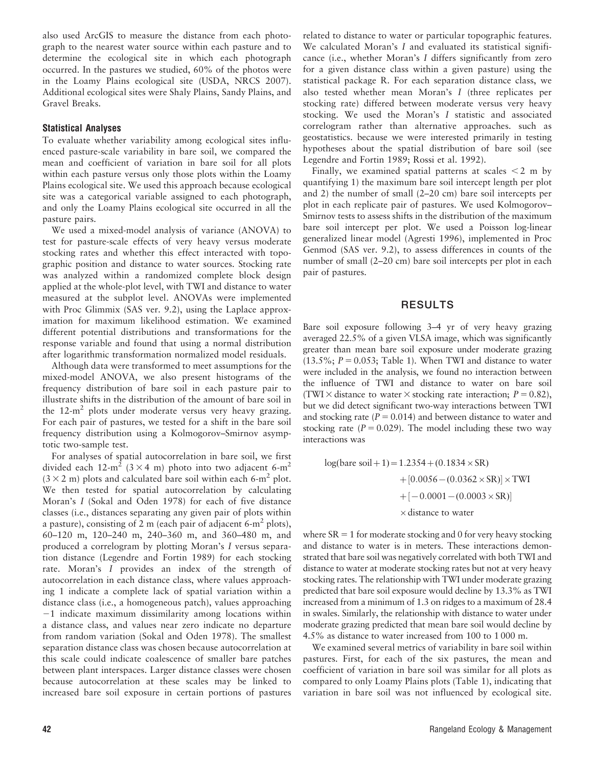also used ArcGIS to measure the distance from each photograph to the nearest water source within each pasture and to determine the ecological site in which each photograph occurred. In the pastures we studied, 60% of the photos were in the Loamy Plains ecological site (USDA, NRCS 2007). Additional ecological sites were Shaly Plains, Sandy Plains, and Gravel Breaks.

### Statistical Analyses

To evaluate whether variability among ecological sites influenced pasture-scale variability in bare soil, we compared the mean and coefficient of variation in bare soil for all plots within each pasture versus only those plots within the Loamy Plains ecological site. We used this approach because ecological site was a categorical variable assigned to each photograph, and only the Loamy Plains ecological site occurred in all the pasture pairs.

We used a mixed-model analysis of variance (ANOVA) to test for pasture-scale effects of very heavy versus moderate stocking rates and whether this effect interacted with topographic position and distance to water sources. Stocking rate was analyzed within a randomized complete block design applied at the whole-plot level, with TWI and distance to water measured at the subplot level. ANOVAs were implemented with Proc Glimmix (SAS ver. 9.2), using the Laplace approximation for maximum likelihood estimation. We examined different potential distributions and transformations for the response variable and found that using a normal distribution after logarithmic transformation normalized model residuals.

Although data were transformed to meet assumptions for the mixed-model ANOVA, we also present histograms of the frequency distribution of bare soil in each pasture pair to illustrate shifts in the distribution of the amount of bare soil in the 12-$m^2$ plots under moderate versus very heavy grazing. For each pair of pastures, we tested for a shift in the bare soil frequency distribution using a Kolmogorov–Smirnov asymptotic two-sample test.

For analyses of spatial autocorrelation in bare soil, we first divided each 12-$m^2$ ($3 \times 4$ m) photo into two adjacent 6-$m^2$ ($3 \times 2$ m) plots and calculated bare soil within each 6-$m^2$ plot. We then tested for spatial autocorrelation by calculating Moran's *I* (Sokal and Oden 1978) for each of five distance classes (i.e., distances separating any given pair of plots within a pasture), consisting of 2 m (each pair of adjacent 6-$m^2$ plots), 60–120 m, 120–240 m, 240–360 m, and 360–480 m, and produced a correlogram by plotting Moran's *I* versus separation distance (Legendre and Fortin 1989) for each stocking rate. Moran's *I* provides an index of the strength of autocorrelation in each distance class, where values approaching 1 indicate a complete lack of spatial variation within a distance class (i.e., a homogeneous patch), values approaching −1 indicate maximum dissimilarity among locations within a distance class, and values near zero indicate no departure from random variation (Sokal and Oden 1978). The smallest separation distance class was chosen because autocorrelation at this scale could indicate coalescence of smaller bare patches between plant interspaces. Larger distance classes were chosen because autocorrelation at these scales may be linked to increased bare soil exposure in certain portions of pastures related to distance to water or particular topographic features. We calculated Moran's *I* and evaluated its statistical significance (i.e., whether Moran's *I* differs significantly from zero for a given distance class within a given pasture) using the statistical package R. For each separation distance class, we also tested whether mean Moran's *I* (three replicates per stocking rate) differed between moderate versus very heavy stocking. We used the Moran's *I* statistic and associated correlogram rather than alternative approaches. such as geostatistics. because we were interested primarily in testing hypotheses about the spatial distribution of bare soil (see Legendre and Fortin 1989; Rossi et al. 1992).

Finally, we examined spatial patterns at scales $< 2$ m by quantifying 1) the maximum bare soil intercept length per plot and 2) the number of small (2–20 cm) bare soil intercepts per plot in each replicate pair of pastures. We used Kolmogorov–Smirnov tests to assess shifts in the distribution of the maximum bare soil intercept per plot. We used a Poisson log-linear generalized linear model (Agresti 1996), implemented in Proc Genmod (SAS ver. 9.2), to assess differences in counts of the number of small (2–20 cm) bare soil intercepts per plot in each pair of pastures.

## RESULTS

Bare soil exposure following 3–4 yr of very heavy grazing averaged 22.5% of a given VLSA image, which was significantly greater than mean bare soil exposure under moderate grazing (13.5%; $P = 0.053$; Table 1). When TWI and distance to water were included in the analysis, we found no interaction between the influence of TWI and distance to water on bare soil (TWI × distance to water × stocking rate interaction; $P = 0.82$), but we did detect significant two-way interactions between TWI and stocking rate ($P = 0.014$) and between distance to water and stocking rate ($P = 0.029$). The model including these two way interactions was

$$\begin{aligned}\log(\text{bare soil} + 1) = {} & 1.2354 + (0.1834 \times \text{SR}) \\ & + [0.0056 - (0.0362 \times \text{SR})] \times \text{TWI} \\ & + [-0.0001 - (0.0003 \times \text{SR})] \\ & \times \text{distance to water}\end{aligned}$$

where SR = 1 for moderate stocking and 0 for very heavy stocking and distance to water is in meters. These interactions demonstrated that bare soil was negatively correlated with both TWI and distance to water at moderate stocking rates but not at very heavy stocking rates. The relationship with TWI under moderate grazing predicted that bare soil exposure would decline by 13.3% as TWI increased from a minimum of 1.3 on ridges to a maximum of 28.4 in swales. Similarly, the relationship with distance to water under moderate grazing predicted that mean bare soil would decline by 4.5% as distance to water increased from 100 to 1 000 m.

We examined several metrics of variability in bare soil within pastures. First, for each of the six pastures, the mean and coefficient of variation in bare soil was similar for all plots as compared to only Loamy Plains plots (Table 1), indicating that variation in bare soil was not influenced by ecological site.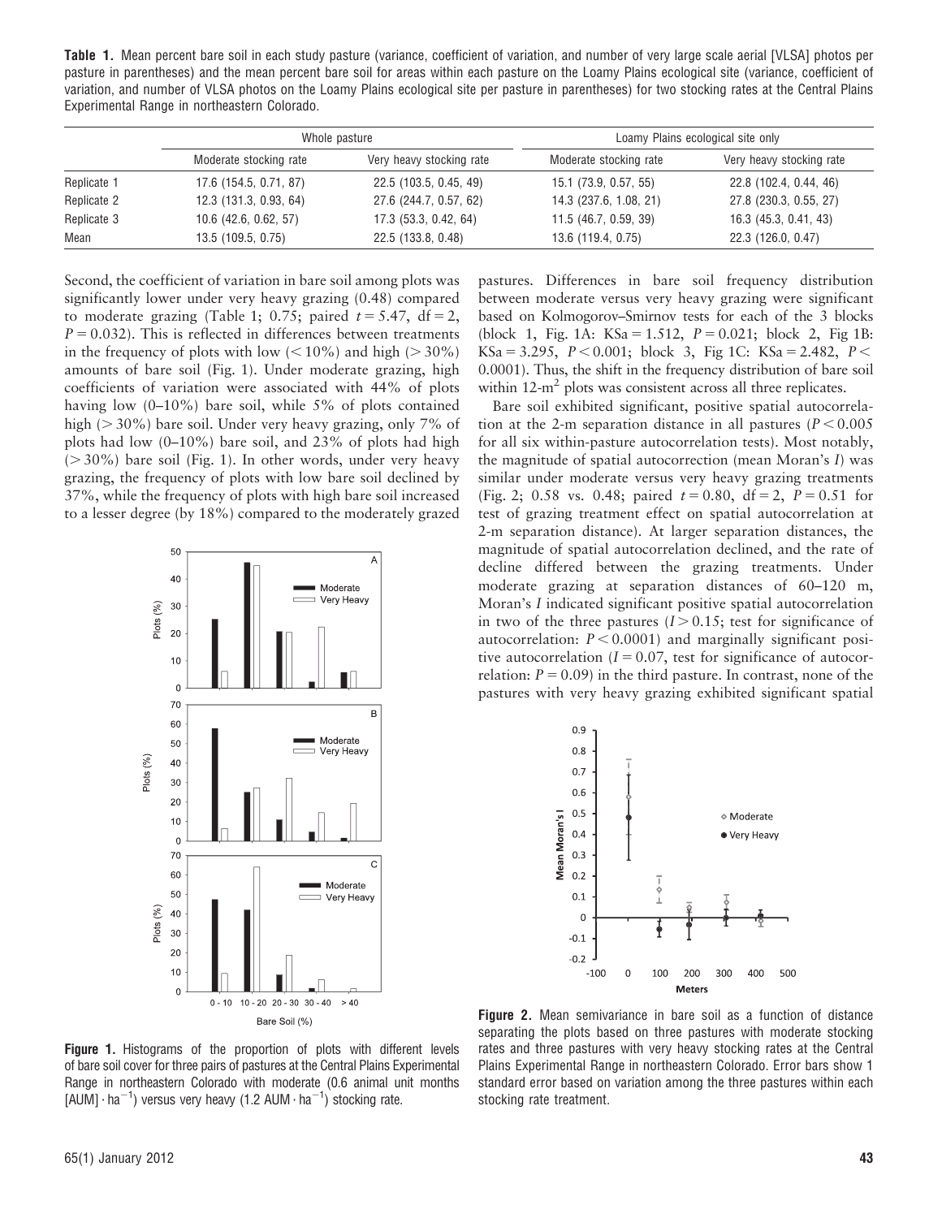**Table 1.** Mean percent bare soil in each study pasture (variance, coefficient of variation, and number of very large scale aerial [VLSA] photos per pasture in parentheses) and the mean percent bare soil for areas within each pasture on the Loamy Plains ecological site (variance, coefficient of variation, and number of VLSA photos on the Loamy Plains ecological site per pasture in parentheses) for two stocking rates at the Central Plains Experimental Range in northeastern Colorado.

| | Whole pasture | | Loamy Plains ecological site only | |
|---|---|---|---|---|
| | Moderate stocking rate | Very heavy stocking rate | Moderate stocking rate | Very heavy stocking rate |
| Replicate 1 | 17.6 (154.5, 0.71, 87) | 22.5 (103.5, 0.45, 49) | 15.1 (73.9, 0.57, 55) | 22.8 (102.4, 0.44, 46) |
| Replicate 2 | 12.3 (131.3, 0.93, 64) | 27.6 (244.7, 0.57, 62) | 14.3 (237.6, 1.08, 21) | 27.8 (230.3, 0.55, 27) |
| Replicate 3 | 10.6 (42.6, 0.62, 57) | 17.3 (53.3, 0.42, 64) | 11.5 (46.7, 0.59, 39) | 16.3 (45.3, 0.41, 43) |
| Mean | 13.5 (109.5, 0.75) | 22.5 (133.8, 0.48) | 13.6 (119.4, 0.75) | 22.3 (126.0, 0.47) |

Second, the coefficient of variation in bare soil among plots was significantly lower under very heavy grazing (0.48) compared to moderate grazing (Table 1; 0.75; paired $t = 5.47$, df = 2, $P = 0.032$). This is reflected in differences between treatments in the frequency of plots with low (< 10%) and high (> 30%) amounts of bare soil (Fig. 1). Under moderate grazing, high coefficients of variation were associated with 44% of plots having low (0–10%) bare soil, while 5% of plots contained high (> 30%) bare soil. Under very heavy grazing, only 7% of plots had low (0–10%) bare soil, and 23% of plots had high (> 30%) bare soil (Fig. 1). In other words, under very heavy grazing, the frequency of plots with low bare soil declined by 37%, while the frequency of plots with high bare soil increased to a lesser degree (by 18%) compared to the moderately grazed pastures. Differences in bare soil frequency distribution between moderate versus very heavy grazing were significant based on Kolmogorov–Smirnov tests for each of the 3 blocks (block 1, Fig. 1A: KSa = 1.512, $P = 0.021$; block 2, Fig 1B: KSa = 3.295, $P < 0.001$; block 3, Fig 1C: KSa = 2.482, $P < 0.0001$). Thus, the shift in the frequency distribution of bare soil within 12-$m^2$ plots was consistent across all three replicates.

Figure 1. Histograms of the proportion of plots with different levels of bare soil cover for three pairs of pastures at the Central Plains Experimental Range in northeastern Colorado with moderate (0.6 animal unit months [AUM] $\cdot$ $ha^{-1}$) versus very heavy (1.2 AUM $\cdot$ $ha^{-1}$) stocking rate.

Bare soil exhibited significant, positive spatial autocorrelation at the 2-m separation distance in all pastures ($P < 0.005$ for all six within-pasture autocorrelation tests). Most notably, the magnitude of spatial autocorrection (mean Moran's *I*) was similar under moderate versus very heavy grazing treatments (Fig. 2; 0.58 vs. 0.48; paired $t = 0.80$, df = 2, $P = 0.51$ for test of grazing treatment effect on spatial autocorrelation at 2-m separation distance). At larger separation distances, the magnitude of spatial autocorrelation declined, and the rate of decline differed between the grazing treatments. Under moderate grazing at separation distances of 60–120 m, Moran's *I* indicated significant positive spatial autocorrelation in two of the three pastures ($I > 0.15$; test for significance of autocorrelation: $P < 0.0001$) and marginally significant positive autocorrelation ($I = 0.07$, test for significance of autocorrelation: $P = 0.09$) in the third pasture. In contrast, none of the pastures with very heavy grazing exhibited significant spatial

Figure 2. Mean semivariance in bare soil as a function of distance separating the plots based on three pastures with moderate stocking rates and three pastures with very heavy stocking rates at the Central Plains Experimental Range in northeastern Colorado. Error bars show 1 standard error based on variation among the three pastures within each stocking rate treatment.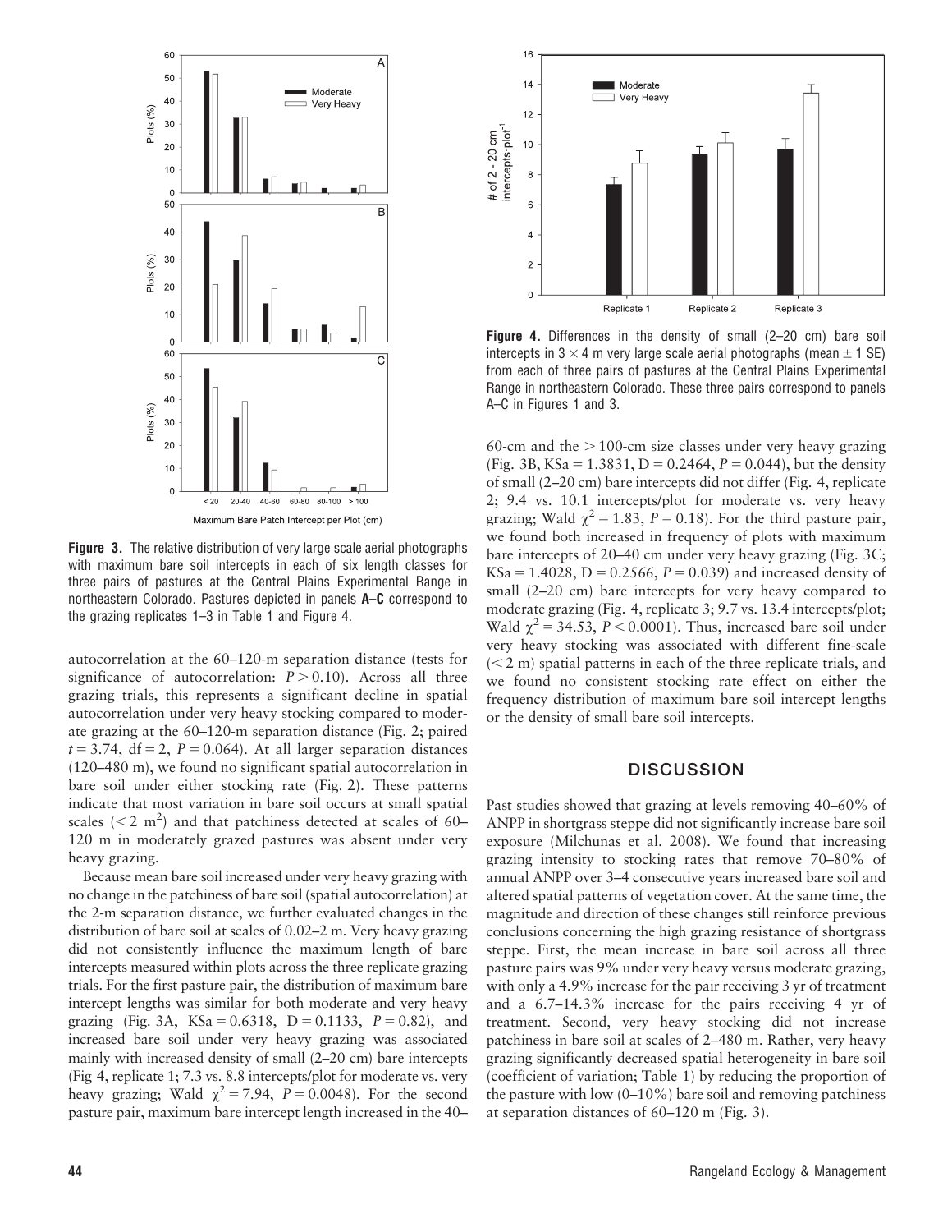**Figure 3.** The relative distribution of very large scale aerial photographs with maximum bare soil intercepts in each of six length classes for three pairs of pastures at the Central Plains Experimental Range in northeastern Colorado. Pastures depicted in panels **A–C** correspond to the grazing replicates 1–3 in Table 1 and Figure 4.

**Figure 4.** Differences in the density of small (2–20 cm) bare soil intercepts in $3 \times 4$ m very large scale aerial photographs (mean $\pm$ 1 SE) from each of three pairs of pastures at the Central Plains Experimental Range in northeastern Colorado. These three pairs correspond to panels A–C in Figures 1 and 3.

autocorrelation at the 60–120-m separation distance (tests for significance of autocorrelation: $P > 0.10$). Across all three grazing trials, this represents a significant decline in spatial autocorrelation under very heavy stocking compared to moderate grazing at the 60–120-m separation distance (Fig. 2; paired $t = 3.74$, df = 2, $P = 0.064$). At all larger separation distances (120–480 m), we found no significant spatial autocorrelation in bare soil under either stocking rate (Fig. 2). These patterns indicate that most variation in bare soil occurs at small spatial scales ($< 2$ m$^2$) and that patchiness detected at scales of 60–120 m in moderately grazed pastures was absent under very heavy grazing.

Because mean bare soil increased under very heavy grazing with no change in the patchiness of bare soil (spatial autocorrelation) at the 2-m separation distance, we further evaluated changes in the distribution of bare soil at scales of 0.02–2 m. Very heavy grazing did not consistently influence the maximum length of bare intercepts measured within plots across the three replicate grazing trials. For the first pasture pair, the distribution of maximum bare intercept lengths was similar for both moderate and very heavy grazing (Fig. 3A, KSa = 0.6318, D = 0.1133, $P = 0.82$), and increased bare soil under very heavy grazing was associated mainly with increased density of small (2–20 cm) bare intercepts (Fig 4, replicate 1; 7.3 vs. 8.8 intercepts/plot for moderate vs. very heavy grazing; Wald $\chi^2 = 7.94$, $P = 0.0048$). For the second pasture pair, maximum bare intercept length increased in the 40–60-cm and the $> 100$-cm size classes under very heavy grazing (Fig. 3B, KSa = 1.3831, D = 0.2464, $P = 0.044$), but the density of small (2–20 cm) bare intercepts did not differ (Fig. 4, replicate 2; 9.4 vs. 10.1 intercepts/plot for moderate vs. very heavy grazing; Wald $\chi^2 = 1.83$, $P = 0.18$). For the third pasture pair, we found both increased in frequency of plots with maximum bare intercepts of 20–40 cm under very heavy grazing (Fig. 3C; KSa = 1.4028, D = 0.2566, $P = 0.039$) and increased density of small (2–20 cm) bare intercepts for very heavy compared to moderate grazing (Fig. 4, replicate 3; 9.7 vs. 13.4 intercepts/plot; Wald $\chi^2 = 34.53$, $P < 0.0001$). Thus, increased bare soil under very heavy stocking was associated with different fine-scale ($< 2$ m) spatial patterns in each of the three replicate trials, and we found no consistent stocking rate effect on either the frequency distribution of maximum bare soil intercept lengths or the density of small bare soil intercepts.

## DISCUSSION

Past studies showed that grazing at levels removing 40–60% of ANPP in shortgrass steppe did not significantly increase bare soil exposure (Milchunas et al. 2008). We found that increasing grazing intensity to stocking rates that remove 70–80% of annual ANPP over 3–4 consecutive years increased bare soil and altered spatial patterns of vegetation cover. At the same time, the magnitude and direction of these changes still reinforce previous conclusions concerning the high grazing resistance of shortgrass steppe. First, the mean increase in bare soil across all three pasture pairs was 9% under very heavy versus moderate grazing, with only a 4.9% increase for the pair receiving 3 yr of treatment and a 6.7–14.3% increase for the pairs receiving 4 yr of treatment. Second, very heavy stocking did not increase patchiness in bare soil at scales of 2–480 m. Rather, very heavy grazing significantly decreased spatial heterogeneity in bare soil (coefficient of variation; Table 1) by reducing the proportion of the pasture with low (0–10%) bare soil and removing patchiness at separation distances of 60–120 m (Fig. 3).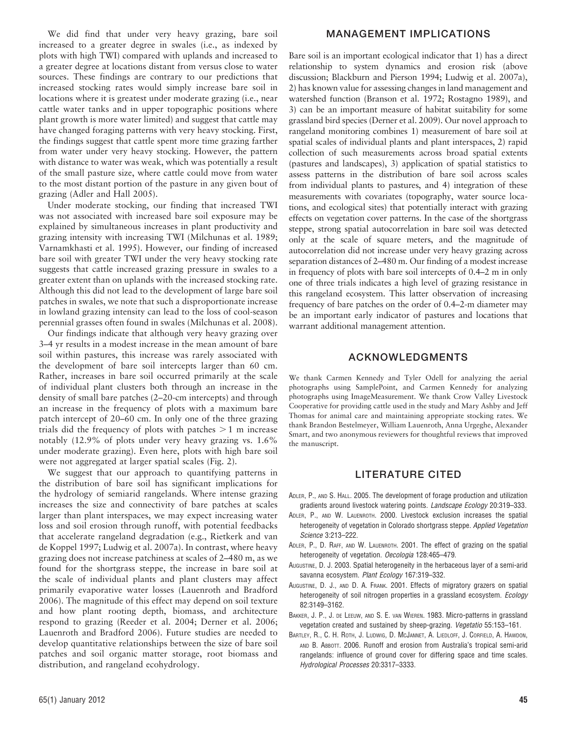We did find that under very heavy grazing, bare soil increased to a greater degree in swales (i.e., as indexed by plots with high TWI) compared with uplands and increased to a greater degree at locations distant from versus close to water sources. These findings are contrary to our predictions that increased stocking rates would simply increase bare soil in locations where it is greatest under moderate grazing (i.e., near cattle water tanks and in upper topographic positions where plant growth is more water limited) and suggest that cattle may have changed foraging patterns with very heavy stocking. First, the findings suggest that cattle spent more time grazing farther from water under very heavy stocking. However, the pattern with distance to water was weak, which was potentially a result of the small pasture size, where cattle could move from water to the most distant portion of the pasture in any given bout of grazing (Adler and Hall 2005).

Under moderate stocking, our finding that increased TWI was not associated with increased bare soil exposure may be explained by simultaneous increases in plant productivity and grazing intensity with increasing TWI (Milchunas et al. 1989; Varnamkhasti et al. 1995). However, our finding of increased bare soil with greater TWI under the very heavy stocking rate suggests that cattle increased grazing pressure in swales to a greater extent than on uplands with the increased stocking rate. Although this did not lead to the development of large bare soil patches in swales, we note that such a disproportionate increase in lowland grazing intensity can lead to the loss of cool-season perennial grasses often found in swales (Milchunas et al. 2008).

Our findings indicate that although very heavy grazing over 3–4 yr results in a modest increase in the mean amount of bare soil within pastures, this increase was rarely associated with the development of bare soil intercepts larger than 60 cm. Rather, increases in bare soil occurred primarily at the scale of individual plant clusters both through an increase in the density of small bare patches (2–20-cm intercepts) and through an increase in the frequency of plots with a maximum bare patch intercept of 20–60 cm. In only one of the three grazing trials did the frequency of plots with patches $> 1$ m increase notably (12.9% of plots under very heavy grazing vs. 1.6% under moderate grazing). Even here, plots with high bare soil were not aggregated at larger spatial scales (Fig. 2).

We suggest that our approach to quantifying patterns in the distribution of bare soil has significant implications for the hydrology of semiarid rangelands. Where intense grazing increases the size and connectivity of bare patches at scales larger than plant interspaces, we may expect increasing water loss and soil erosion through runoff, with potential feedbacks that accelerate rangeland degradation (e.g., Rietkerk and van de Koppel 1997; Ludwig et al. 2007a). In contrast, where heavy grazing does not increase patchiness at scales of 2–480 m, as we found for the shortgrass steppe, the increase in bare soil at the scale of individual plants and plant clusters may affect primarily evaporative water losses (Lauenroth and Bradford 2006). The magnitude of this effect may depend on soil texture and how plant rooting depth, biomass, and architecture respond to grazing (Reeder et al. 2004; Derner et al. 2006; Lauenroth and Bradford 2006). Future studies are needed to develop quantitative relationships between the size of bare soil patches and soil organic matter storage, root biomass and distribution, and rangeland ecohydrology.

## MANAGEMENT IMPLICATIONS

Bare soil is an important ecological indicator that 1) has a direct relationship to system dynamics and erosion risk (above discussion; Blackburn and Pierson 1994; Ludwig et al. 2007a), 2) has known value for assessing changes in land management and watershed function (Branson et al. 1972; Rostagno 1989), and 3) can be an important measure of habitat suitability for some grassland bird species (Derner et al. 2009). Our novel approach to rangeland monitoring combines 1) measurement of bare soil at spatial scales of individual plants and plant interspaces, 2) rapid collection of such measurements across broad spatial extents (pastures and landscapes), 3) application of spatial statistics to assess patterns in the distribution of bare soil across scales from individual plants to pastures, and 4) integration of these measurements with covariates (topography, water source locations, and ecological sites) that potentially interact with grazing effects on vegetation cover patterns. In the case of the shortgrass steppe, strong spatial autocorrelation in bare soil was detected only at the scale of square meters, and the magnitude of autocorrelation did not increase under very heavy grazing across separation distances of 2–480 m. Our finding of a modest increase in frequency of plots with bare soil intercepts of 0.4–2 m in only one of three trials indicates a high level of grazing resistance in this rangeland ecosystem. This latter observation of increasing frequency of bare patches on the order of 0.4–2-m diameter may be an important early indicator of pastures and locations that warrant additional management attention.

## ACKNOWLEDGMENTS

We thank Carmen Kennedy and Tyler Odell for analyzing the aerial photographs using SamplePoint, and Carmen Kennedy for analyzing photographs using ImageMeasurement. We thank Crow Valley Livestock Cooperative for providing cattle used in the study and Mary Ashby and Jeff Thomas for animal care and maintaining appropriate stocking rates. We thank Brandon Bestelmeyer, William Lauenroth, Anna Urgeghe, Alexander Smart, and two anonymous reviewers for thoughtful reviews that improved the manuscript.

## LITERATURE CITED

Adler, P., and S. Hall. 2005. The development of forage production and utilization gradients around livestock watering points. *Landscape Ecology* 20:319–333.

Adler, P., and W. Lauenroth. 2000. Livestock exclusion increases the spatial heterogeneity of vegetation in Colorado shortgrass steppe. *Applied Vegetation Science* 3:213–222.

Adler, P., D. Raff, and W. Lauenroth. 2001. The effect of grazing on the spatial heterogeneity of vegetation. *Oecologia* 128:465–479.

Augustine, D. J. 2003. Spatial heterogeneity in the herbaceous layer of a semi-arid savanna ecosystem. *Plant Ecology* 167:319–332.

Augustine, D. J., and D. A. Frank. 2001. Effects of migratory grazers on spatial heterogeneity of soil nitrogen properties in a grassland ecosystem. *Ecology* 82:3149–3162.

Bakker, J. P., J. de Leeuw, and S. E. van Wieren. 1983. Micro-patterns in grassland vegetation created and sustained by sheep-grazing. *Vegetatio* 55:153–161.

Bartley, R., C. H. Roth, J. Ludwig, D. McJannet, A. Liedloff, J. Corfield, A. Hawdon, and B. Abbott. 2006. Runoff and erosion from Australia's tropical semi-arid rangelands: influence of ground cover for differing space and time scales. *Hydrological Processes* 20:3317–3333.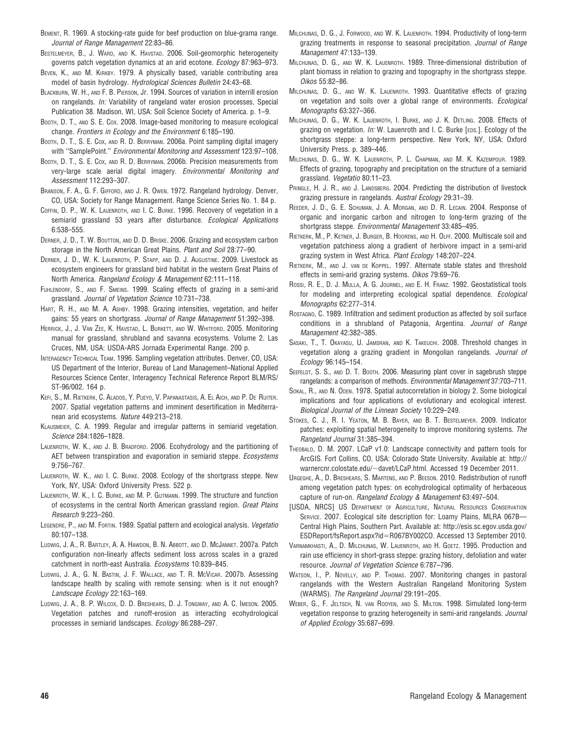Bement, R. 1969. A stocking-rate guide for beef production on blue-grama range. *Journal of Range Management* 22:83–86.

Bestelmeyer, B., J. Ward, and K. Havstad. 2006. Soil-geomorphic heterogeneity governs patch vegetation dynamics at an arid ecotone. *Ecology* 87:963–973.

Beven, K., and M. Kirkby. 1979. A physically based, variable contributing area model of basin hydrology. *Hydrological Sciences Bulletin* 24:43–68.

Blackburn, W. H., and F. B. Pierson, Jr. 1994. Sources of variation in interrill erosion on rangelands. *In:* Variability of rangeland water erosion processes, Special Publication 38. Madison, WI, USA: Soil Science Society of America. p. 1–9.

Booth, D. T., and S. E. Cox. 2008. Image-based monitoring to measure ecological change. *Frontiers in Ecology and the Environment* 6:185–190.

Booth, D. T., S. E. Cox, and R. D. Berryman. 2006a. Point sampling digital imagery with "SamplePoint." *Environmental Monitoring and Assessment* 123:97–108.

Booth, D. T., S. E. Cox, and R. D. Berryman. 2006b. Precision measurements from very-large scale aerial digital imagery. *Environmental Monitoring and Assessment* 112:293–307.

Branson, F. A., G. F. Gifford, and J. R. Owen. 1972. Rangeland hydrology. Denver, CO, USA: Society for Range Management. Range Science Series No. 1. 84 p.

Coffin, D. P., W. K. Lauenroth, and I. C. Burke. 1996. Recovery of vegetation in a semiarid grassland 53 years after disturbance. *Ecological Applications* 6:538–555.

Derner, J. D., T. W. Boutton, and D. D. Briske. 2006. Grazing and ecosystem carbon storage in the North American Great Plains. *Plant and Soil* 28:77–90.

Derner, J. D., W. K. Lauenroth, P. Stapp, and D. J. Augustine. 2009. Livestock as ecosystem engineers for grassland bird habitat in the western Great Plains of North America. *Rangeland Ecology & Management* 62:111–118.

Fuhlendorf, S., and F. Smeins. 1999. Scaling effects of grazing in a semi-arid grassland. *Journal of Vegetation Science* 10:731–738.

Hart, R. H., and M. A. Ashby. 1998. Grazing intensities, vegetation, and heifer gains: 55 years on shortgrass. *Journal of Range Management* 51:392–398.

Herrick, J., J. Van Zee, K. Havstad, L. Burkett, and W. Whitford. 2005. Monitoring manual for grassland, shrubland and savanna ecosystems. Volume 2. Las Cruces, NM, USA: USDA-ARS Jornada Experimental Range. 200 p.

Interagency Technical Team. 1996. Sampling vegetation attributes. Denver, CO, USA: US Department of the Interior, Bureau of Land Management–National Applied Resources Science Center, Interagency Technical Reference Report BLM/RS/ST-96/002. 164 p.

Kefi, S., M. Rietkerk, C. Alados, Y. Pueyo, V. Papanastasis, A. El Aich, and P. De Ruiter. 2007. Spatial vegetation patterns and imminent desertification in Mediterranean arid ecosystems. *Nature* 449:213–218.

Klausmeier, C. A. 1999. Regular and irregular patterns in semiarid vegetation. *Science* 284:1826–1828.

Lauenroth, W. K., and J. B. Bradford. 2006. Ecohydrology and the partitioning of AET between transpiration and evaporation in semiarid steppe. *Ecosystems* 9:756–767.

Lauenroth, W. K., and I. C. Burke. 2008. Ecology of the shortgrass steppe. New York, NY, USA: Oxford University Press. 522 p.

Lauenroth, W. K., I. C. Burke, and M. P. Gutmann. 1999. The structure and function of ecosystems in the central North American grassland region. *Great Plains Research* 9:223–260.

Legendre, P., and M. Fortin. 1989. Spatial pattern and ecological analysis. *Vegetatio* 80:107–138.

Ludwig, J. A., R. Bartley, A. A. Hawdon, B. N. Abbott, and D. McJannet. 2007a. Patch configuration non-linearly affects sediment loss across scales in a grazed catchment in north-east Australia. *Ecosystems* 10:839–845.

Ludwig, J. A., G. N. Bastin, J. F. Wallace, and T. R. McVicar. 2007b. Assessing landscape health by scaling with remote sensing: when is it not enough? *Landscape Ecology* 22:163–169.

Ludwig, J. A., B. P. Wilcox, D. D. Breshears, D. J. Tongway, and A. C. Imeson. 2005. Vegetation patches and runoff-erosion as interacting ecohydrological processes in semiarid landscapes. *Ecology* 86:288–297.

Milchunas, D. G., J. Forwood, and W. K. Lauenroth. 1994. Productivity of long-term grazing treatments in response to seasonal precipitation. *Journal of Range Management* 47:133–139.

Milchunas, D. G., and W. K. Lauenroth. 1989. Three-dimensional distribution of plant biomass in relation to grazing and topography in the shortgrass steppe. *Oikos* 55:82–86.

Milchunas, D. G., and W. K. Lauenroth. 1993. Quantitative effects of grazing on vegetation and soils over a global range of environments. *Ecological Monographs* 63:327–366.

Milchunas, D. G., W. K. Lauenroth, I. Burke, and J. K. Detling. 2008. Effects of grazing on vegetation. *In:* W. Lauenroth and I. C. Burke [eds.]. Ecology of the shortgrass steppe: a long-term perspective. New York, NY, USA: Oxford University Press. p. 389–446.

Milchunas, D. G., W. K. Lauenroth, P. L. Chapman, and M. K. Kazempour. 1989. Effects of grazing, topography and precipitation on the structure of a semiarid grassland. *Vegetatio* 80:11–23.

Pringle, H. J. R., and J. Landsberg. 2004. Predicting the distribution of livestock grazing pressure in rangelands. *Austral Ecology* 29:31–39.

Reeder, J. D., G. E. Schuman, J. A. Morgan, and D. R. Lecain. 2004. Response of organic and inorganic carbon and nitrogen to long-term grazing of the shortgrass steppe. *Environmental Management* 33:485–495.

Rietkerk, M., P. Ketner, J. Burger, B. Hoorens, and H. Olff. 2000. Multiscale soil and vegetation patchiness along a gradient of herbivore impact in a semi-arid grazing system in West Africa. *Plant Ecology* 148:207–224.

Rietkerk, M., and J. van de Koppel. 1997. Alternate stable states and threshold effects in semi-arid grazing systems. *Oikos* 79:69–76.

Rossi, R. E., D. J. Mulla, A. G. Journel, and E. H. Franz. 1992. Geostatistical tools for modeling and interpreting ecological spatial dependence. *Ecological Monographs* 62:277–314.

Rostagno, C. 1989. Infiltration and sediment production as affected by soil surface conditions in a shrubland of Patagonia, Argentina. *Journal of Range Management* 42:382–385.

Sasaki, T., T. Okayasu, U. Jamsran, and K. Takeuchi. 2008. Threshold changes in vegetation along a grazing gradient in Mongolian rangelands. *Journal of Ecology* 96:145–154.

Seefeldt, S. S., and D. T. Booth. 2006. Measuring plant cover in sagebrush steppe rangelands: a comparison of methods. *Environmental Management* 37:703–711.

Sokal, R., and N. Oden. 1978. Spatial autocorrelation in biology 2. Some biological implications and four applications of evolutionary and ecological interest. *Biological Journal of the Linnean Society* 10:229–249.

Stokes, C. J., R. I. Yeaton, M. B. Bayer, and B. T. Bestelmeyer. 2009. Indicator patches: exploiting spatial heterogeneity to improve monitoring systems. *The Rangeland Journal* 31:385–394.

Theobald, D. M. 2007. LCaP v1.0: Landscape connectivity and pattern tools for ArcGIS. Fort Collins, CO, USA: Colorado State University. Available at: http://warnercnr.colostate.edu/~davet/LCaP.html. Accessed 19 December 2011.

Urgeghe, A., D. Breshears, S. Martens, and P. Beeson. 2010. Redistribution of runoff among vegetation patch types: on ecohydrological optimality of herbaceous capture of run-on. *Rangeland Ecology & Management* 63:497–504.

[USDA, NRCS] US Department of Agriculture, Natural Resources Conservation Service. 2007. Ecological site description for: Loamy Plains, MLRA 067B—Central High Plains, Southern Part. Available at: http://esis.sc.egov.usda.gov/ESDReport/fsReport.aspx?id=R067BY002CO. Accessed 13 September 2010.

Varnamkhasti, A., D. Milchunas, W. Lauenroth, and H. Goetz. 1995. Production and rain use efficiency in short-grass steppe: grazing history, defoliation and water resource. *Journal of Vegetation Science* 6:787–796.

Watson, I., P. Novelly, and P. Thomas. 2007. Monitoring changes in pastoral rangelands with the Western Australian Rangeland Monitoring System (WARMS). *The Rangeland Journal* 29:191–205.

Weber, G., F. Jeltsch, N. van Rooyen, and S. Milton. 1998. Simulated long-term vegetation response to grazing heterogeneity in semi-arid rangelands. *Journal of Applied Ecology* 35:687–699.